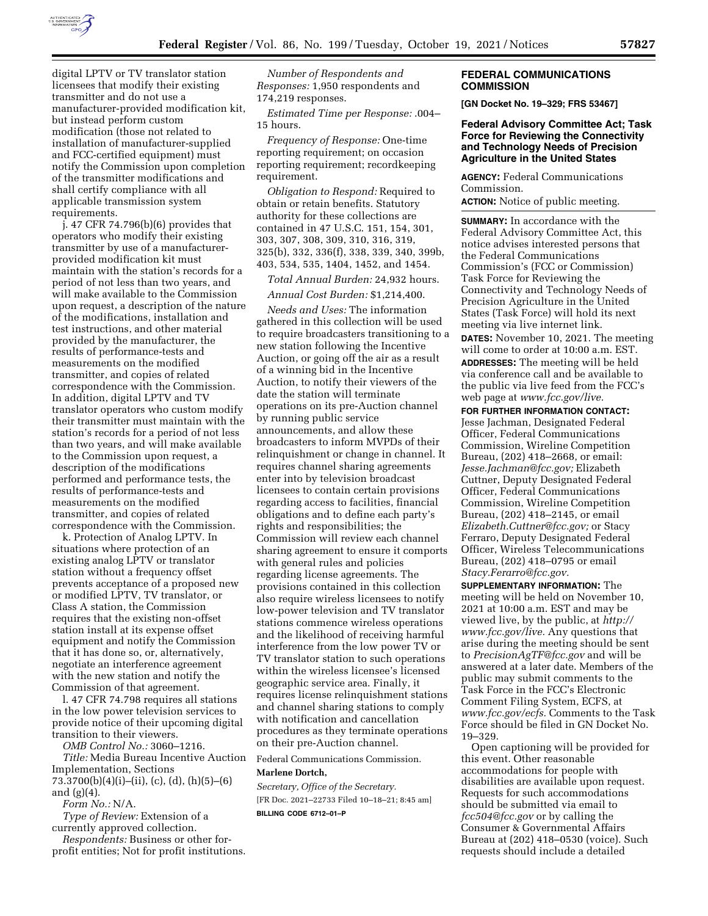digital LPTV or TV translator station licensees that modify their existing transmitter and do not use a manufacturer-provided modification kit, but instead perform custom modification (those not related to installation of manufacturer-supplied and FCC-certified equipment) must notify the Commission upon completion of the transmitter modifications and shall certify compliance with all applicable transmission system requirements.

j. 47 CFR 74.796(b)(6) provides that operators who modify their existing transmitter by use of a manufacturer-provided modification kit must maintain with the station's records for a period of not less than two years, and will make available to the Commission upon request, a description of the nature of the modifications, installation and test instructions, and other material provided by the manufacturer, the results of performance-tests and measurements on the modified transmitter, and copies of related correspondence with the Commission. In addition, digital LPTV and TV translator operators who custom modify their transmitter must maintain with the station's records for a period of not less than two years, and will make available to the Commission upon request, a description of the modifications performed and performance tests, the results of performance-tests and measurements on the modified transmitter, and copies of related correspondence with the Commission.

k. Protection of Analog LPTV. In situations where protection of an existing analog LPTV or translator station without a frequency offset prevents acceptance of a proposed new or modified LPTV, TV translator, or Class A station, the Commission requires that the existing non-offset station install at its expense offset equipment and notify the Commission that it has done so, or, alternatively, negotiate an interference agreement with the new station and notify the Commission of that agreement.

l. 47 CFR 74.798 requires all stations in the low power television services to provide notice of their upcoming digital transition to their viewers.

*OMB Control No.:* 3060–1216.

*Title:* Media Bureau Incentive Auction Implementation, Sections 73.3700(b)(4)(i)–(ii), (c), (d), (h)(5)–(6) and (g)(4).

*Form No.:* N/A.

*Type of Review:* Extension of a currently approved collection.

*Respondents:* Business or other for-profit entities; Not for profit institutions.

*Number of Respondents and Responses:* 1,950 respondents and 174,219 responses.

*Estimated Time per Response:* .004–15 hours.

*Frequency of Response:* One-time reporting requirement; on occasion reporting requirement; recordkeeping requirement.

*Obligation to Respond:* Required to obtain or retain benefits. Statutory authority for these collections are contained in 47 U.S.C. 151, 154, 301, 303, 307, 308, 309, 310, 316, 319, 325(b), 332, 336(f), 338, 339, 340, 399b, 403, 534, 535, 1404, 1452, and 1454.

*Total Annual Burden:* 24,932 hours.

*Annual Cost Burden:* $1,214,400.

*Needs and Uses:* The information gathered in this collection will be used to require broadcasters transitioning to a new station following the Incentive Auction, or going off the air as a result of a winning bid in the Incentive Auction, to notify their viewers of the date the station will terminate operations on its pre-Auction channel by running public service announcements, and allow these broadcasters to inform MVPDs of their relinquishment or change in channel. It requires channel sharing agreements enter into by television broadcast licensees to contain certain provisions regarding access to facilities, financial obligations and to define each party's rights and responsibilities; the Commission will review each channel sharing agreement to ensure it comports with general rules and policies regarding license agreements. The provisions contained in this collection also require wireless licensees to notify low-power television and TV translator stations commence wireless operations and the likelihood of receiving harmful interference from the low power TV or TV translator station to such operations within the wireless licensee's licensed geographic service area. Finally, it requires license relinquishment stations and channel sharing stations to comply with notification and cancellation procedures as they terminate operations on their pre-Auction channel.

Federal Communications Commission.

**Marlene Dortch,**

*Secretary, Office of the Secretary.*

[FR Doc. 2021–22733 Filed 10–18–21; 8:45 am]

**BILLING CODE 6712–01–P**

## FEDERAL COMMUNICATIONS COMMISSION

**[GN Docket No. 19–329; FRS 53467]**

### Federal Advisory Committee Act; Task Force for Reviewing the Connectivity and Technology Needs of Precision Agriculture in the United States

**AGENCY:** Federal Communications Commission.

**ACTION:** Notice of public meeting.

**SUMMARY:** In accordance with the Federal Advisory Committee Act, this notice advises interested persons that the Federal Communications Commission's (FCC or Commission) Task Force for Reviewing the Connectivity and Technology Needs of Precision Agriculture in the United States (Task Force) will hold its next meeting via live internet link.

**DATES:** November 10, 2021. The meeting will come to order at 10:00 a.m. EST.

**ADDRESSES:** The meeting will be held via conference call and be available to the public via live feed from the FCC's web page at *www.fcc.gov/live.*

**FOR FURTHER INFORMATION CONTACT:** Jesse Jachman, Designated Federal Officer, Federal Communications Commission, Wireline Competition Bureau, (202) 418–2668, or email: *Jesse.Jachman@fcc.gov;* Elizabeth Cuttner, Deputy Designated Federal Officer, Federal Communications Commission, Wireline Competition Bureau, (202) 418–2145, or email *Elizabeth.Cuttner@fcc.gov;* or Stacy Ferraro, Deputy Designated Federal Officer, Wireless Telecommunications Bureau, (202) 418–0795 or email *Stacy.Ferarro@fcc.gov.*

**SUPPLEMENTARY INFORMATION:** The meeting will be held on November 10, 2021 at 10:00 a.m. EST and may be viewed live, by the public, at *http://www.fcc.gov/live.* Any questions that arise during the meeting should be sent to *PrecisionAgTF@fcc.gov* and will be answered at a later date. Members of the public may submit comments to the Task Force in the FCC's Electronic Comment Filing System, ECFS, at *www.fcc.gov/ecfs.* Comments to the Task Force should be filed in GN Docket No. 19–329.

Open captioning will be provided for this event. Other reasonable accommodations for people with disabilities are available upon request. Requests for such accommodations should be submitted via email to *fcc504@fcc.gov* or by calling the Consumer & Governmental Affairs Bureau at (202) 418–0530 (voice). Such requests should include a detailed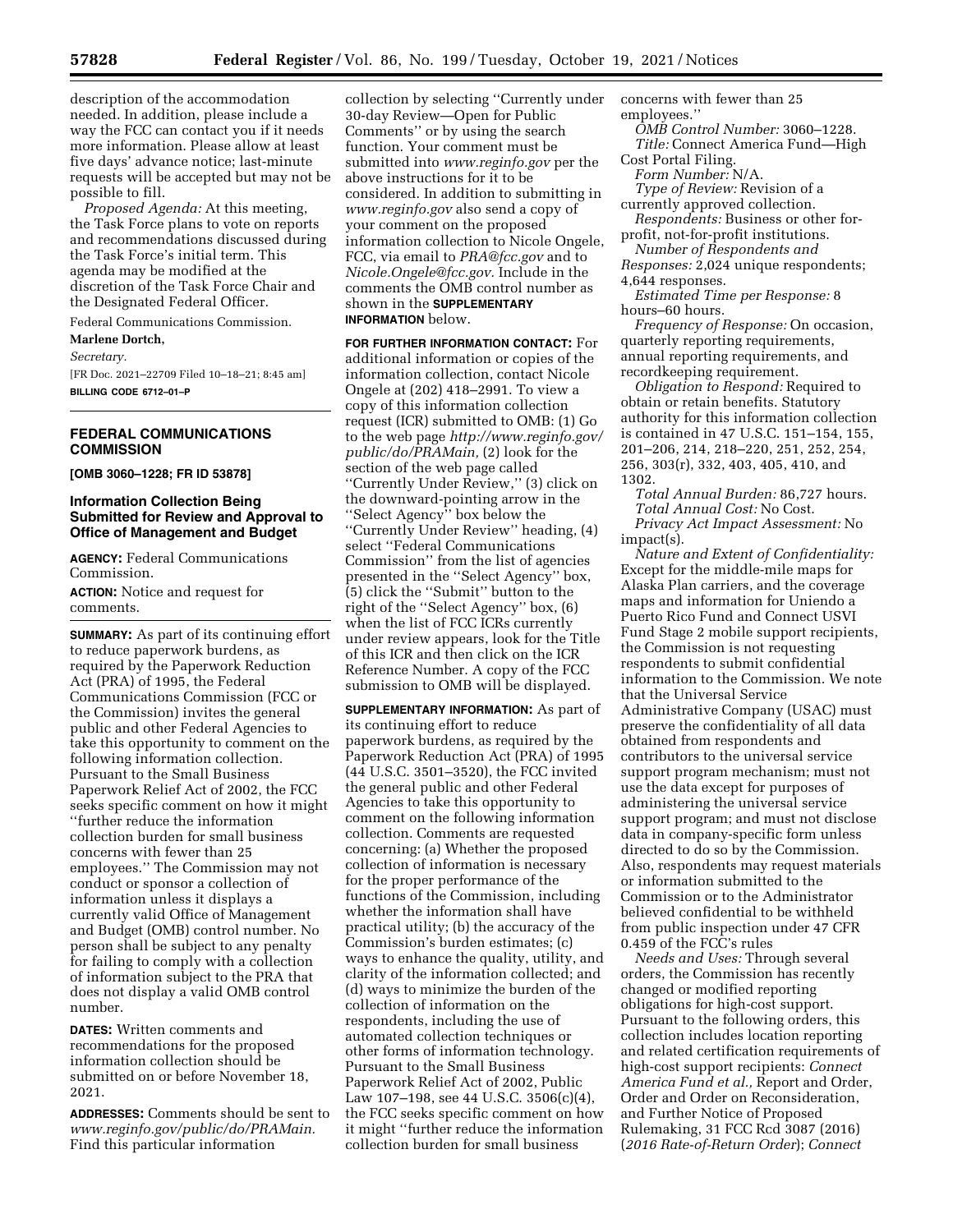description of the accommodation needed. In addition, please include a way the FCC can contact you if it needs more information. Please allow at least five days' advance notice; last-minute requests will be accepted but may not be possible to fill.

*Proposed Agenda:* At this meeting, the Task Force plans to vote on reports and recommendations discussed during the Task Force's initial term. This agenda may be modified at the discretion of the Task Force Chair and the Designated Federal Officer.

Federal Communications Commission.

**Marlene Dortch,**

*Secretary.*

[FR Doc. 2021–22709 Filed 10–18–21; 8:45 am]

**BILLING CODE 6712–01–P**

## FEDERAL COMMUNICATIONS COMMISSION

**[OMB 3060–1228; FR ID 53878]**

### Information Collection Being Submitted for Review and Approval to Office of Management and Budget

**AGENCY:** Federal Communications Commission.

**ACTION:** Notice and request for comments.

**SUMMARY:** As part of its continuing effort to reduce paperwork burdens, as required by the Paperwork Reduction Act (PRA) of 1995, the Federal Communications Commission (FCC or the Commission) invites the general public and other Federal Agencies to take this opportunity to comment on the following information collection. Pursuant to the Small Business Paperwork Relief Act of 2002, the FCC seeks specific comment on how it might ''further reduce the information collection burden for small business concerns with fewer than 25 employees.'' The Commission may not conduct or sponsor a collection of information unless it displays a currently valid Office of Management and Budget (OMB) control number. No person shall be subject to any penalty for failing to comply with a collection of information subject to the PRA that does not display a valid OMB control number.

**DATES:** Written comments and recommendations for the proposed information collection should be submitted on or before November 18, 2021.

**ADDRESSES:** Comments should be sent to *www.reginfo.gov/public/do/PRAMain.* Find this particular information collection by selecting ''Currently under 30-day Review—Open for Public Comments'' or by using the search function. Your comment must be submitted into *www.reginfo.gov* per the above instructions for it to be considered. In addition to submitting in *www.reginfo.gov* also send a copy of your comment on the proposed information collection to Nicole Ongele, FCC, via email to *PRA@fcc.gov* and to *Nicole.Ongele@fcc.gov.* Include in the comments the OMB control number as shown in the **SUPPLEMENTARY INFORMATION** below.

**FOR FURTHER INFORMATION CONTACT:** For additional information or copies of the information collection, contact Nicole Ongele at (202) 418–2991. To view a copy of this information collection request (ICR) submitted to OMB: (1) Go to the web page *http://www.reginfo.gov/public/do/PRAMain,* (2) look for the section of the web page called ''Currently Under Review,'' (3) click on the downward-pointing arrow in the ''Select Agency'' box below the ''Currently Under Review'' heading, (4) select ''Federal Communications Commission'' from the list of agencies presented in the ''Select Agency'' box, (5) click the ''Submit'' button to the right of the ''Select Agency'' box, (6) when the list of FCC ICRs currently under review appears, look for the Title of this ICR and then click on the ICR Reference Number. A copy of the FCC submission to OMB will be displayed.

**SUPPLEMENTARY INFORMATION:** As part of its continuing effort to reduce paperwork burdens, as required by the Paperwork Reduction Act (PRA) of 1995 (44 U.S.C. 3501–3520), the FCC invited the general public and other Federal Agencies to take this opportunity to comment on the following information collection. Comments are requested concerning: (a) Whether the proposed collection of information is necessary for the proper performance of the functions of the Commission, including whether the information shall have practical utility; (b) the accuracy of the Commission's burden estimates; (c) ways to enhance the quality, utility, and clarity of the information collected; and (d) ways to minimize the burden of the collection of information on the respondents, including the use of automated collection techniques or other forms of information technology. Pursuant to the Small Business Paperwork Relief Act of 2002, Public Law 107–198, see 44 U.S.C. 3506(c)(4), the FCC seeks specific comment on how it might ''further reduce the information collection burden for small business concerns with fewer than 25 employees.''

*OMB Control Number:* 3060–1228.

*Title:* Connect America Fund—High Cost Portal Filing.

*Form Number:* N/A.

*Type of Review:* Revision of a currently approved collection.

*Respondents:* Business or other for-profit, not-for-profit institutions.

*Number of Respondents and Responses:* 2,024 unique respondents; 4,644 responses.

*Estimated Time per Response:* 8 hours–60 hours.

*Frequency of Response:* On occasion, quarterly reporting requirements, annual reporting requirements, and recordkeeping requirement.

*Obligation to Respond:* Required to obtain or retain benefits. Statutory authority for this information collection is contained in 47 U.S.C. 151–154, 155, 201–206, 214, 218–220, 251, 252, 254, 256, 303(r), 332, 403, 405, 410, and 1302.

*Total Annual Burden:* 86,727 hours.

*Total Annual Cost:* No Cost.

*Privacy Act Impact Assessment:* No impact(s).

*Nature and Extent of Confidentiality:* Except for the middle-mile maps for Alaska Plan carriers, and the coverage maps and information for Uniendo a Puerto Rico Fund and Connect USVI Fund Stage 2 mobile support recipients, the Commission is not requesting respondents to submit confidential information to the Commission. We note that the Universal Service Administrative Company (USAC) must preserve the confidentiality of all data obtained from respondents and contributors to the universal service support program mechanism; must not use the data except for purposes of administering the universal service support program; and must not disclose data in company-specific form unless directed to do so by the Commission. Also, respondents may request materials or information submitted to the Commission or to the Administrator believed confidential to be withheld from public inspection under 47 CFR 0.459 of the FCC's rules

*Needs and Uses:* Through several orders, the Commission has recently changed or modified reporting obligations for high-cost support. Pursuant to the following orders, this collection includes location reporting and related certification requirements of high-cost support recipients: *Connect America Fund et al.,* Report and Order, Order and Order on Reconsideration, and Further Notice of Proposed Rulemaking, 31 FCC Rcd 3087 (2016) (*2016 Rate-of-Return Order*); *Connect*